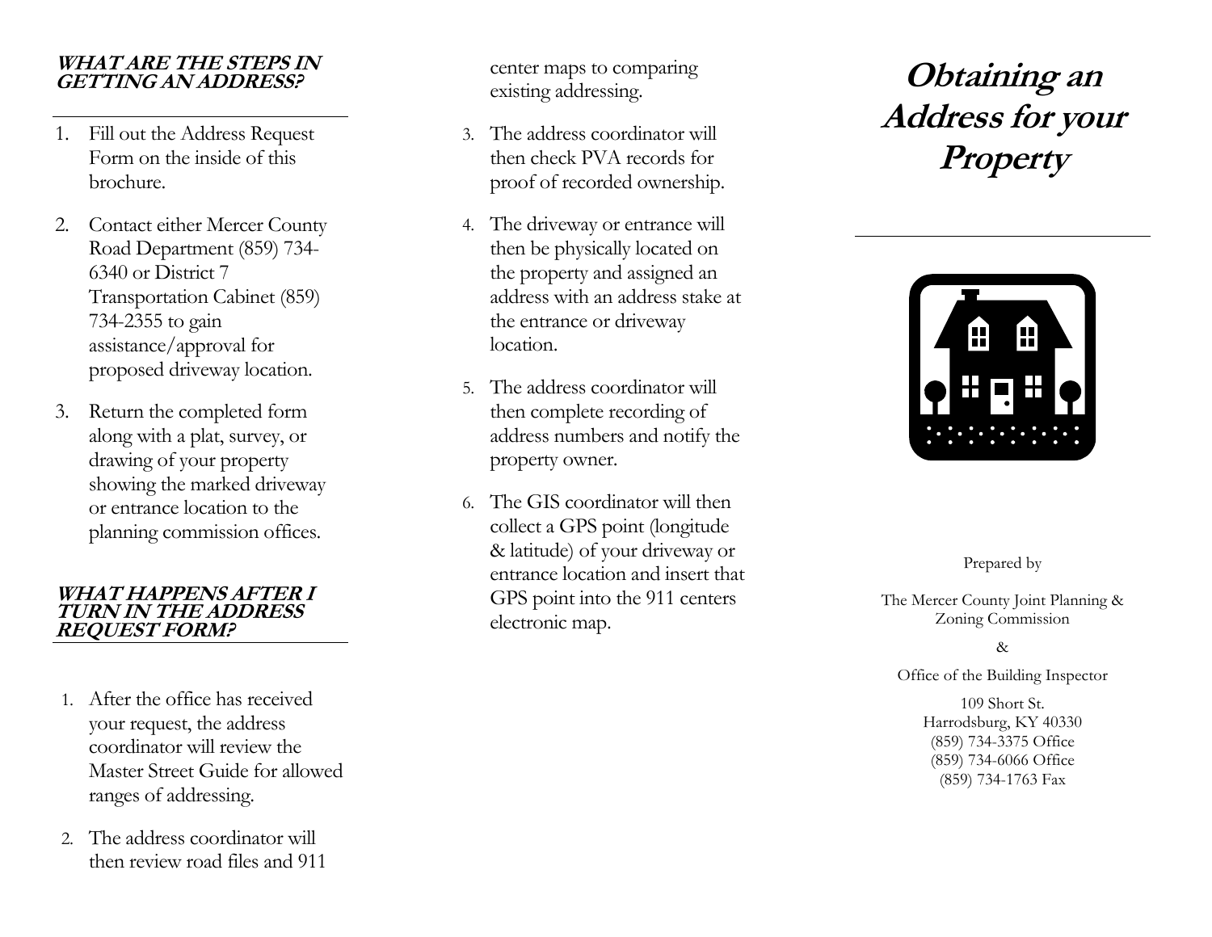### WHAT ARE THE STEPS IN GETTING AN ADDRESS?

1. Fill out the Address Request Form on the inside of this brochure.
2. Contact either Mercer County Road Department (859) 734-6340 or District 7 Transportation Cabinet (859) 734-2355 to gain assistance/approval for proposed driveway location.
3. Return the completed form along with a plat, survey, or drawing of your property showing the marked driveway or entrance location to the planning commission offices.

### WHAT HAPPENS AFTER I TURN IN THE ADDRESS REQUEST FORM?

1. After the office has received your request, the address coordinator will review the Master Street Guide for allowed ranges of addressing.
2. The address coordinator will then review road files and 911 center maps to comparing existing addressing.
3. The address coordinator will then check PVA records for proof of recorded ownership.
4. The driveway or entrance will then be physically located on the property and assigned an address with an address stake at the entrance or driveway location.
5. The address coordinator will then complete recording of address numbers and notify the property owner.
6. The GIS coordinator will then collect a GPS point (longitude & latitude) of your driveway or entrance location and insert that GPS point into the 911 centers electronic map.

# Obtaining an Address for your Property

Prepared by

The Mercer County Joint Planning & Zoning Commission

&

Office of the Building Inspector

109 Short St.
Harrodsburg, KY 40330
(859) 734-3375 Office
(859) 734-6066 Office
(859) 734-1763 Fax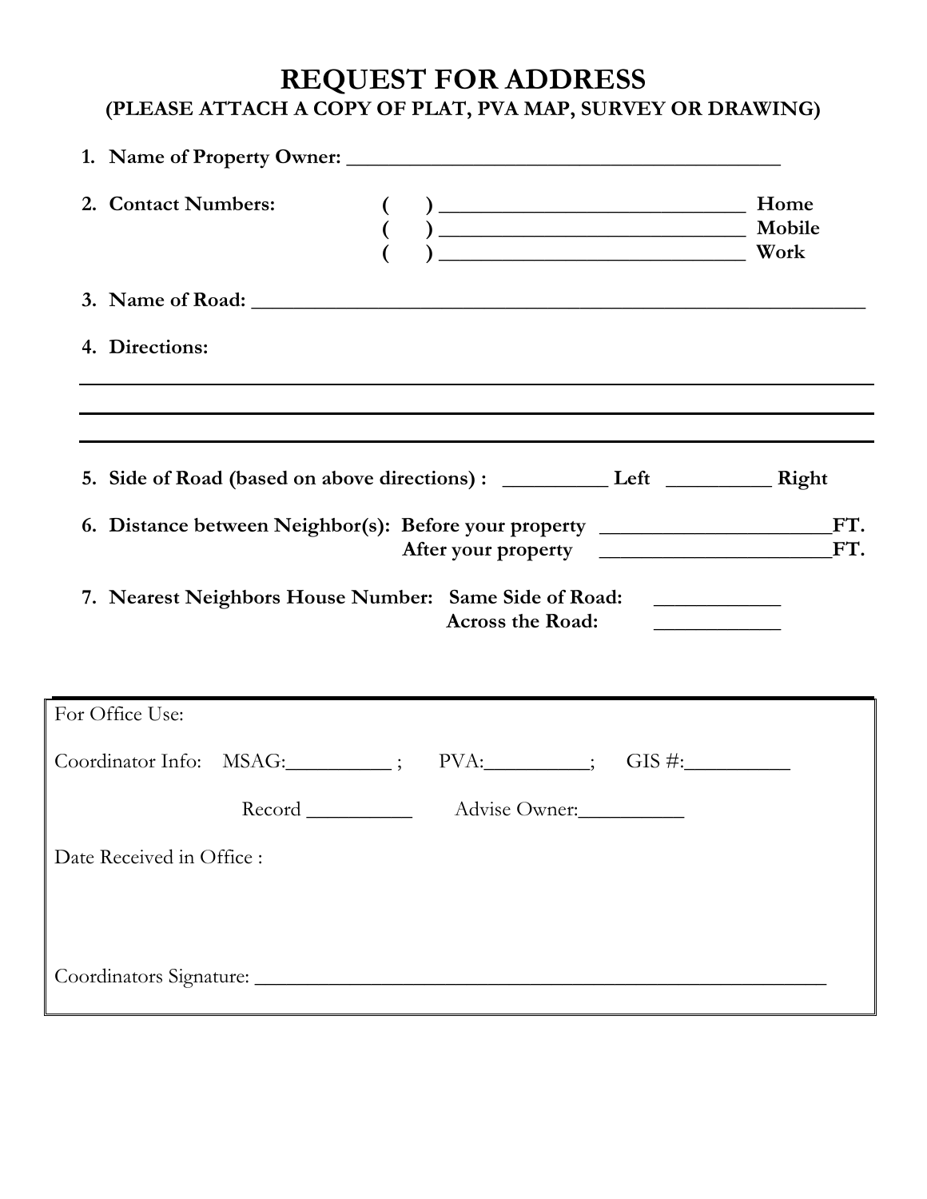# REQUEST FOR ADDRESS

**(PLEASE ATTACH A COPY OF PLAT, PVA MAP, SURVEY OR DRAWING)**

1. **Name of Property Owner:** ___________________________________________

2. **Contact Numbers:** (      ) ______________________________ **Home**
   (      ) ______________________________ **Mobile**
   (      ) ______________________________ **Work**

3. **Name of Road:** ______________________________________________________________

4. **Directions:**

_______________________________________________________________________________

_______________________________________________________________________________

_______________________________________________________________________________

5. **Side of Road (based on above directions) :** __________ **Left** __________ **Right**

6. **Distance between Neighbor(s):** **Before your property** ______________________**FT.**
   **After your property** ______________________**FT.**

7. **Nearest Neighbors House Number:** **Same Side of Road:** ____________
   **Across the Road:** ____________

---

For Office Use:

Coordinator Info: MSAG:__________ ; PVA:__________; GIS #:__________

Record __________ Advise Owner:__________

Date Received in Office :

Coordinators Signature: ____________________________________________________________